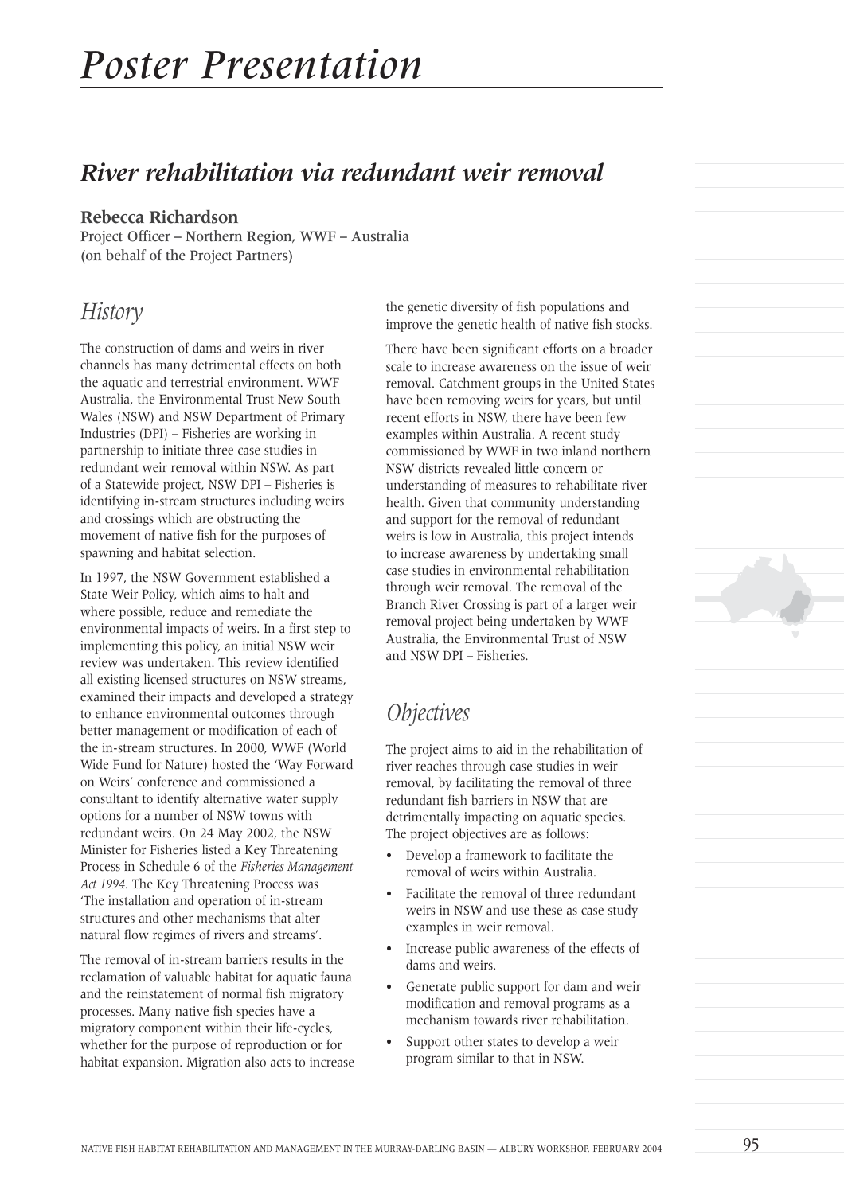# *Poster Presentation*

## *River rehabilitation via redundant weir removal*

**Rebecca Richardson**
Project Officer – Northern Region, WWF – Australia
(on behalf of the Project Partners)

### *History*

The construction of dams and weirs in river channels has many detrimental effects on both the aquatic and terrestrial environment. WWF Australia, the Environmental Trust New South Wales (NSW) and NSW Department of Primary Industries (DPI) – Fisheries are working in partnership to initiate three case studies in redundant weir removal within NSW. As part of a Statewide project, NSW DPI – Fisheries is identifying in-stream structures including weirs and crossings which are obstructing the movement of native fish for the purposes of spawning and habitat selection.

In 1997, the NSW Government established a State Weir Policy, which aims to halt and where possible, reduce and remediate the environmental impacts of weirs. In a first step to implementing this policy, an initial NSW weir review was undertaken. This review identified all existing licensed structures on NSW streams, examined their impacts and developed a strategy to enhance environmental outcomes through better management or modification of each of the in-stream structures. In 2000, WWF (World Wide Fund for Nature) hosted the 'Way Forward on Weirs' conference and commissioned a consultant to identify alternative water supply options for a number of NSW towns with redundant weirs. On 24 May 2002, the NSW Minister for Fisheries listed a Key Threatening Process in Schedule 6 of the *Fisheries Management Act 1994*. The Key Threatening Process was 'The installation and operation of in-stream structures and other mechanisms that alter natural flow regimes of rivers and streams'.

The removal of in-stream barriers results in the reclamation of valuable habitat for aquatic fauna and the reinstatement of normal fish migratory processes. Many native fish species have a migratory component within their life-cycles, whether for the purpose of reproduction or for habitat expansion. Migration also acts to increase the genetic diversity of fish populations and improve the genetic health of native fish stocks.

There have been significant efforts on a broader scale to increase awareness on the issue of weir removal. Catchment groups in the United States have been removing weirs for years, but until recent efforts in NSW, there have been few examples within Australia. A recent study commissioned by WWF in two inland northern NSW districts revealed little concern or understanding of measures to rehabilitate river health. Given that community understanding and support for the removal of redundant weirs is low in Australia, this project intends to increase awareness by undertaking small case studies in environmental rehabilitation through weir removal. The removal of the Branch River Crossing is part of a larger weir removal project being undertaken by WWF Australia, the Environmental Trust of NSW and NSW DPI – Fisheries.

### *Objectives*

The project aims to aid in the rehabilitation of river reaches through case studies in weir removal, by facilitating the removal of three redundant fish barriers in NSW that are detrimentally impacting on aquatic species. The project objectives are as follows:

- Develop a framework to facilitate the removal of weirs within Australia.
- Facilitate the removal of three redundant weirs in NSW and use these as case study examples in weir removal.
- Increase public awareness of the effects of dams and weirs.
- Generate public support for dam and weir modification and removal programs as a mechanism towards river rehabilitation.
- Support other states to develop a weir program similar to that in NSW.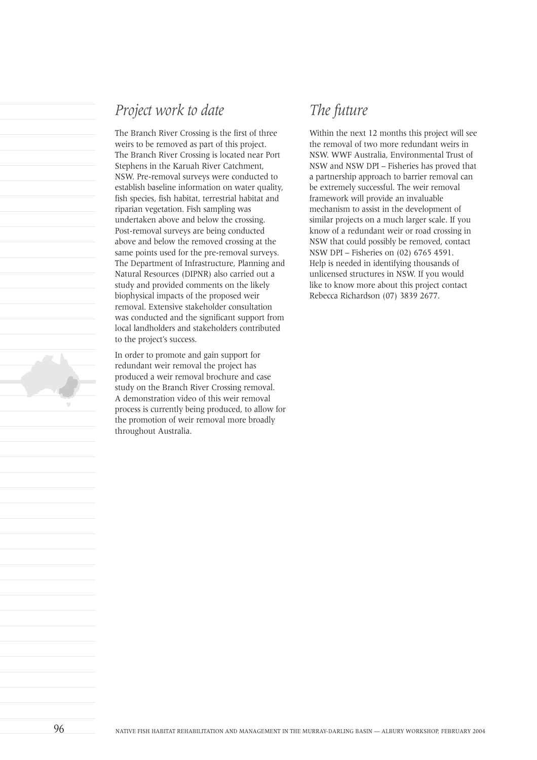## *Project work to date*

The Branch River Crossing is the first of three weirs to be removed as part of this project. The Branch River Crossing is located near Port Stephens in the Karuah River Catchment, NSW. Pre-removal surveys were conducted to establish baseline information on water quality, fish species, fish habitat, terrestrial habitat and riparian vegetation. Fish sampling was undertaken above and below the crossing. Post-removal surveys are being conducted above and below the removed crossing at the same points used for the pre-removal surveys. The Department of Infrastructure, Planning and Natural Resources (DIPNR) also carried out a study and provided comments on the likely biophysical impacts of the proposed weir removal. Extensive stakeholder consultation was conducted and the significant support from local landholders and stakeholders contributed to the project's success.

In order to promote and gain support for redundant weir removal the project has produced a weir removal brochure and case study on the Branch River Crossing removal. A demonstration video of this weir removal process is currently being produced, to allow for the promotion of weir removal more broadly throughout Australia.

## *The future*

Within the next 12 months this project will see the removal of two more redundant weirs in NSW. WWF Australia, Environmental Trust of NSW and NSW DPI – Fisheries has proved that a partnership approach to barrier removal can be extremely successful. The weir removal framework will provide an invaluable mechanism to assist in the development of similar projects on a much larger scale. If you know of a redundant weir or road crossing in NSW that could possibly be removed, contact NSW DPI – Fisheries on (02) 6765 4591. Help is needed in identifying thousands of unlicensed structures in NSW. If you would like to know more about this project contact Rebecca Richardson (07) 3839 2677.